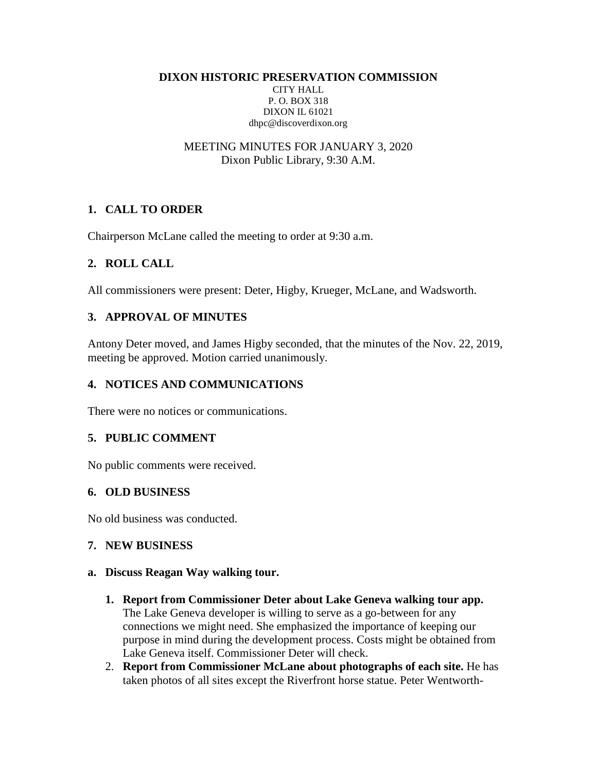**DIXON HISTORIC PRESERVATION COMMISSION**
CITY HALL
P. O. BOX 318
DIXON IL 61021
dhpc@discoverdixon.org

MEETING MINUTES FOR JANUARY 3, 2020
Dixon Public Library, 9:30 A.M.

## 1. CALL TO ORDER

Chairperson McLane called the meeting to order at 9:30 a.m.

## 2. ROLL CALL

All commissioners were present: Deter, Higby, Krueger, McLane, and Wadsworth.

## 3. APPROVAL OF MINUTES

Antony Deter moved, and James Higby seconded, that the minutes of the Nov. 22, 2019, meeting be approved. Motion carried unanimously.

## 4. NOTICES AND COMMUNICATIONS

There were no notices or communications.

## 5. PUBLIC COMMENT

No public comments were received.

## 6. OLD BUSINESS

No old business was conducted.

## 7. NEW BUSINESS

**a. Discuss Reagan Way walking tour.**

1. **Report from Commissioner Deter about Lake Geneva walking tour app.** The Lake Geneva developer is willing to serve as a go-between for any connections we might need. She emphasized the importance of keeping our purpose in mind during the development process. Costs might be obtained from Lake Geneva itself. Commissioner Deter will check.
2. **Report from Commissioner McLane about photographs of each site.** He has taken photos of all sites except the Riverfront horse statue. Peter Wentworth-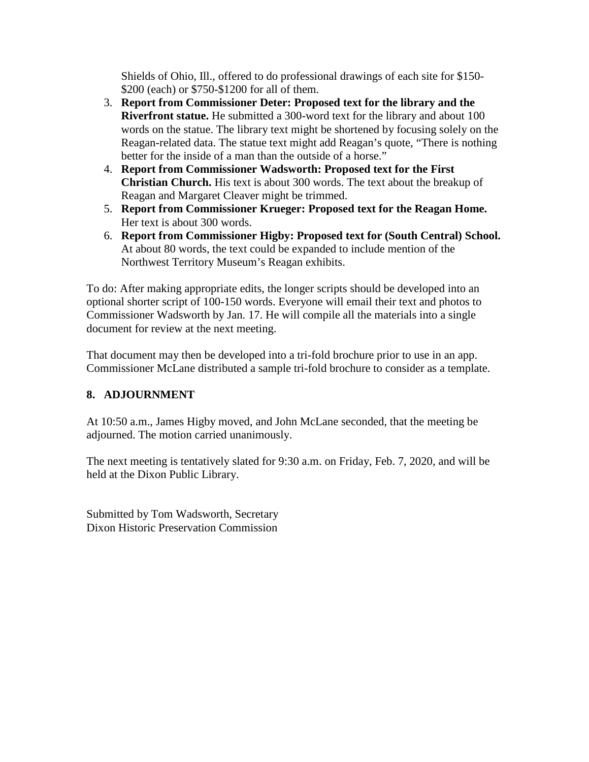Shields of Ohio, Ill., offered to do professional drawings of each site for $150-$200 (each) or $750-$1200 for all of them.

3. **Report from Commissioner Deter: Proposed text for the library and the Riverfront statue.** He submitted a 300-word text for the library and about 100 words on the statue. The library text might be shortened by focusing solely on the Reagan-related data. The statue text might add Reagan's quote, "There is nothing better for the inside of a man than the outside of a horse."
4. **Report from Commissioner Wadsworth: Proposed text for the First Christian Church.** His text is about 300 words. The text about the breakup of Reagan and Margaret Cleaver might be trimmed.
5. **Report from Commissioner Krueger: Proposed text for the Reagan Home.** Her text is about 300 words.
6. **Report from Commissioner Higby: Proposed text for (South Central) School.** At about 80 words, the text could be expanded to include mention of the Northwest Territory Museum's Reagan exhibits.

To do: After making appropriate edits, the longer scripts should be developed into an optional shorter script of 100-150 words. Everyone will email their text and photos to Commissioner Wadsworth by Jan. 17. He will compile all the materials into a single document for review at the next meeting.

That document may then be developed into a tri-fold brochure prior to use in an app. Commissioner McLane distributed a sample tri-fold brochure to consider as a template.

## 8. ADJOURNMENT

At 10:50 a.m., James Higby moved, and John McLane seconded, that the meeting be adjourned. The motion carried unanimously.

The next meeting is tentatively slated for 9:30 a.m. on Friday, Feb. 7, 2020, and will be held at the Dixon Public Library.

Submitted by Tom Wadsworth, Secretary
Dixon Historic Preservation Commission